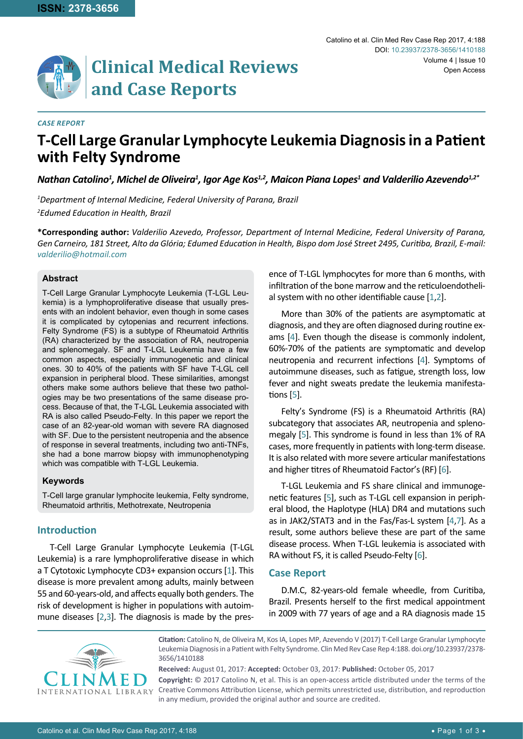CASE REPORT

# T-Cell Large Granular Lymphocyte Leukemia Diagnosis in a Patient with Felty Syndrome

***Nathan Catolino[1], Michel de Oliveira[1], Igor Age Kos[1,2], Maicon Piana Lopes[1] and Valderilio Azevendo[1,2*]***

*[1]Department of Internal Medicine, Federal University of Parana, Brazil*

*[2]Edumed Education in Health, Brazil*

**\*Corresponding author:** *Valderilio Azevedo, Professor, Department of Internal Medicine, Federal University of Parana, Gen Carneiro, 181 Street, Alto da Glória; Edumed Education in Health, Bispo dom José Street 2495, Curitiba, Brazil, E-mail: valderilio@hotmail.com*

### Abstract

T-Cell Large Granular Lymphocyte Leukemia (T-LGL Leukemia) is a lymphoproliferative disease that usually presents with an indolent behavior, even though in some cases it is complicated by cytopenias and recurrent infections. Felty Syndrome (FS) is a subtype of Rheumatoid Arthritis (RA) characterized by the association of RA, neutropenia and splenomegaly. SF and T-LGL Leukemia have a few common aspects, especially immunogenetic and clinical ones. 30 to 40% of the patients with SF have T-LGL cell expansion in peripheral blood. These similarities, amongst others make some authors believe that these two pathologies may be two presentations of the same disease process. Because of that, the T-LGL Leukemia associated with RA is also called Pseudo-Felty. In this paper we report the case of an 82-year-old woman with severe RA diagnosed with SF. Due to the persistent neutropenia and the absence of response in several treatments, including two anti-TNFs, she had a bone marrow biopsy with immunophenotyping which was compatible with T-LGL Leukemia.

### Keywords

T-Cell large granular lymphocite leukemia, Felty syndrome, Rheumatoid arthritis, Methotrexate, Neutropenia

## Introduction

T-Cell Large Granular Lymphocyte Leukemia (T-LGL Leukemia) is a rare lymphoproliferative disease in which a T Cytotoxic Lymphocyte CD3+ expansion occurs [1]. This disease is more prevalent among adults, mainly between 55 and 60-years-old, and affects equally both genders. The risk of development is higher in populations with autoimmune diseases [2,3]. The diagnosis is made by the presence of T-LGL lymphocytes for more than 6 months, with infiltration of the bone marrow and the reticuloendothelial system with no other identifiable cause [1,2].

More than 30% of the patients are asymptomatic at diagnosis, and they are often diagnosed during routine exams [4]. Even though the disease is commonly indolent, 60%-70% of the patients are symptomatic and develop neutropenia and recurrent infections [4]. Symptoms of autoimmune diseases, such as fatigue, strength loss, low fever and night sweats predate the leukemia manifestations [5].

Felty's Syndrome (FS) is a Rheumatoid Arthritis (RA) subcategory that associates AR, neutropenia and splenomegaly [5]. This syndrome is found in less than 1% of RA cases, more frequently in patients with long-term disease. It is also related with more severe articular manifestations and higher titres of Rheumatoid Factor's (RF) [6].

T-LGL Leukemia and FS share clinical and immunogenetic features [5], such as T-LGL cell expansion in peripheral blood, the Haplotype (HLA) DR4 and mutations such as in JAK2/STAT3 and in the Fas/Fas-L system [4,7]. As a result, some authors believe these are part of the same disease process. When T-LGL leukemia is associated with RA without FS, it is called Pseudo-Felty [6].

## Case Report

D.M.C, 82-years-old female wheedle, from Curitiba, Brazil. Presents herself to the first medical appointment in 2009 with 77 years of age and a RA diagnosis made 15

**Citation:** Catolino N, de Oliveira M, Kos IA, Lopes MP, Azevendo V (2017) T-Cell Large Granular Lymphocyte Leukemia Diagnosis in a Patient with Felty Syndrome. Clin Med Rev Case Rep 4:188. doi.org/10.23937/2378-3656/1410188

**Received:** August 01, 2017: **Accepted:** October 03, 2017: **Published:** October 05, 2017

**Copyright:** © 2017 Catolino N, et al. This is an open-access article distributed under the terms of the Creative Commons Attribution License, which permits unrestricted use, distribution, and reproduction in any medium, provided the original author and source are credited.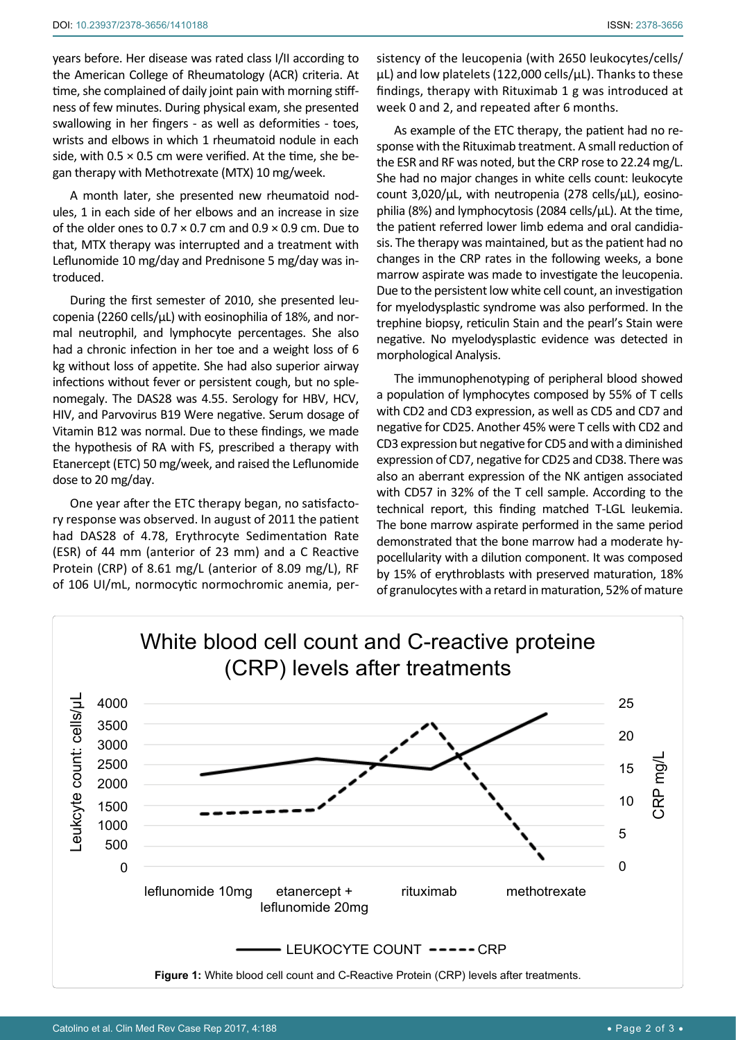years before. Her disease was rated class I/II according to the American College of Rheumatology (ACR) criteria. At time, she complained of daily joint pain with morning stiffness of few minutes. During physical exam, she presented swallowing in her fingers - as well as deformities - toes, wrists and elbows in which 1 rheumatoid nodule in each side, with 0.5 × 0.5 cm were verified. At the time, she began therapy with Methotrexate (MTX) 10 mg/week.

A month later, she presented new rheumatoid nodules, 1 in each side of her elbows and an increase in size of the older ones to 0.7 × 0.7 cm and 0.9 × 0.9 cm. Due to that, MTX therapy was interrupted and a treatment with Leflunomide 10 mg/day and Prednisone 5 mg/day was introduced.

During the first semester of 2010, she presented leucopenia (2260 cells/µL) with eosinophilia of 18%, and normal neutrophil, and lymphocyte percentages. She also had a chronic infection in her toe and a weight loss of 6 kg without loss of appetite. She had also superior airway infections without fever or persistent cough, but no splenomegaly. The DAS28 was 4.55. Serology for HBV, HCV, HIV, and Parvovirus B19 Were negative. Serum dosage of Vitamin B12 was normal. Due to these findings, we made the hypothesis of RA with FS, prescribed a therapy with Etanercept (ETC) 50 mg/week, and raised the Leflunomide dose to 20 mg/day.

One year after the ETC therapy began, no satisfactory response was observed. In august of 2011 the patient had DAS28 of 4.78, Erythrocyte Sedimentation Rate (ESR) of 44 mm (anterior of 23 mm) and a C Reactive Protein (CRP) of 8.61 mg/L (anterior of 8.09 mg/L), RF of 106 UI/mL, normocytic normochromic anemia, persistency of the leucopenia (with 2650 leukocytes/cells/µL) and low platelets (122,000 cells/µL). Thanks to these findings, therapy with Rituximab 1 g was introduced at week 0 and 2, and repeated after 6 months.

As example of the ETC therapy, the patient had no response with the Rituximab treatment. A small reduction of the ESR and RF was noted, but the CRP rose to 22.24 mg/L. She had no major changes in white cells count: leukocyte count 3,020/µL, with neutropenia (278 cells/µL), eosinophilia (8%) and lymphocytosis (2084 cells/µL). At the time, the patient referred lower limb edema and oral candidiasis. The therapy was maintained, but as the patient had no changes in the CRP rates in the following weeks, a bone marrow aspirate was made to investigate the leucopenia. Due to the persistent low white cell count, an investigation for myelodysplastic syndrome was also performed. In the trephine biopsy, reticulin Stain and the pearl's Stain were negative. No myelodysplastic evidence was detected in morphological Analysis.

The immunophenotyping of peripheral blood showed a population of lymphocytes composed by 55% of T cells with CD2 and CD3 expression, as well as CD5 and CD7 and negative for CD25. Another 45% were T cells with CD2 and CD3 expression but negative for CD5 and with a diminished expression of CD7, negative for CD25 and CD38. There was also an aberrant expression of the NK antigen associated with CD57 in 32% of the T cell sample. According to the technical report, this finding matched T-LGL leukemia. The bone marrow aspirate performed in the same period demonstrated that the bone marrow had a moderate hypocellularity with a dilution component. It was composed by 15% of erythroblasts with preserved maturation, 18% of granulocytes with a retard in maturation, 52% of mature

**Figure 1:** White blood cell count and C-Reactive Protein (CRP) levels after treatments.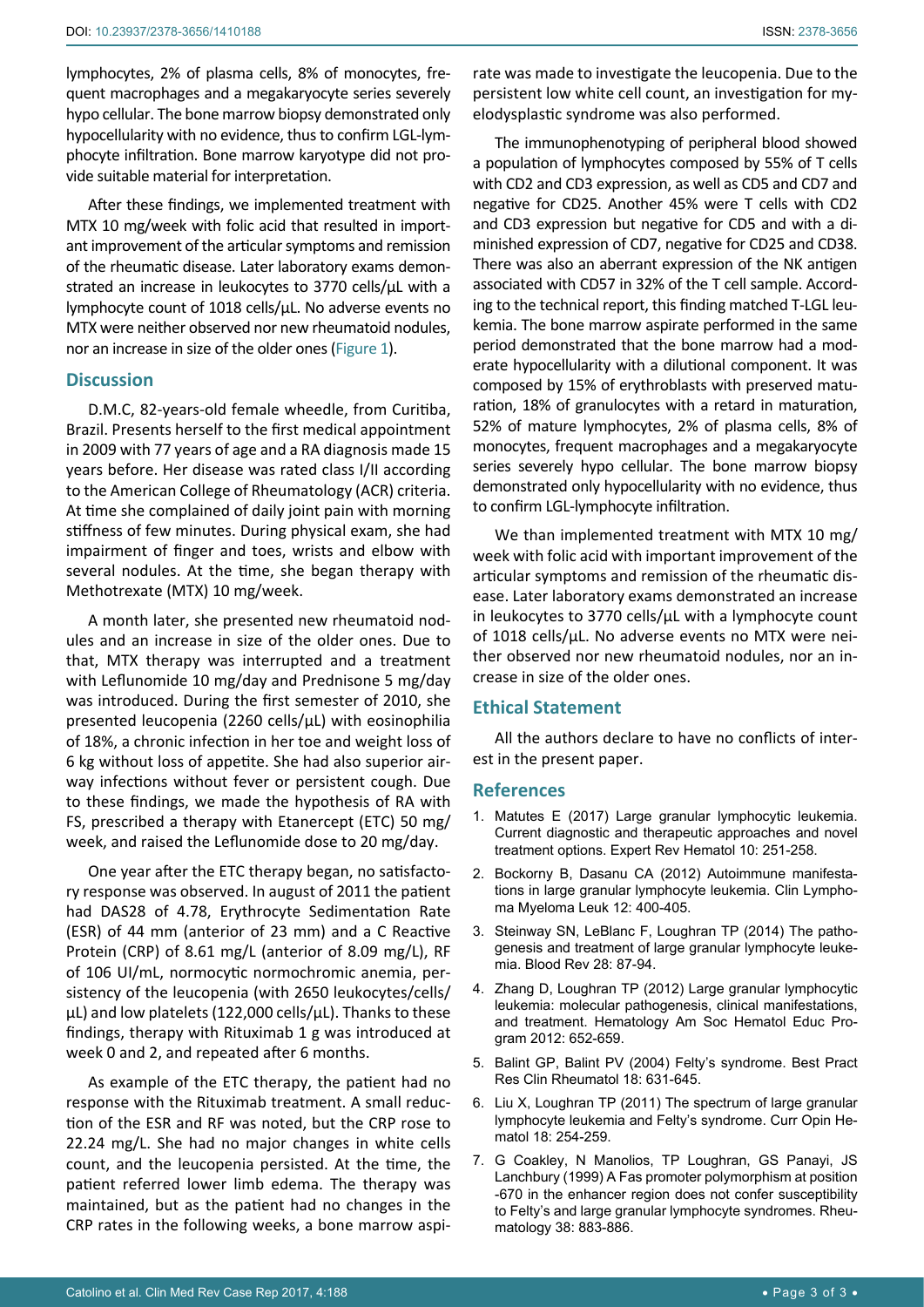lymphocytes, 2% of plasma cells, 8% of monocytes, frequent macrophages and a megakaryocyte series severely hypo cellular. The bone marrow biopsy demonstrated only hypocellularity with no evidence, thus to confirm LGL-lymphocyte infiltration. Bone marrow karyotype did not provide suitable material for interpretation.

After these findings, we implemented treatment with MTX 10 mg/week with folic acid that resulted in important improvement of the articular symptoms and remission of the rheumatic disease. Later laboratory exams demonstrated an increase in leukocytes to 3770 cells/μL with a lymphocyte count of 1018 cells/μL. No adverse events no MTX were neither observed nor new rheumatoid nodules, nor an increase in size of the older ones (Figure 1).

## Discussion

D.M.C, 82-years-old female wheedle, from Curitiba, Brazil. Presents herself to the first medical appointment in 2009 with 77 years of age and a RA diagnosis made 15 years before. Her disease was rated class I/II according to the American College of Rheumatology (ACR) criteria. At time she complained of daily joint pain with morning stiffness of few minutes. During physical exam, she had impairment of finger and toes, wrists and elbow with several nodules. At the time, she began therapy with Methotrexate (MTX) 10 mg/week.

A month later, she presented new rheumatoid nodules and an increase in size of the older ones. Due to that, MTX therapy was interrupted and a treatment with Leflunomide 10 mg/day and Prednisone 5 mg/day was introduced. During the first semester of 2010, she presented leucopenia (2260 cells/μL) with eosinophilia of 18%, a chronic infection in her toe and weight loss of 6 kg without loss of appetite. She had also superior airway infections without fever or persistent cough. Due to these findings, we made the hypothesis of RA with FS, prescribed a therapy with Etanercept (ETC) 50 mg/week, and raised the Leflunomide dose to 20 mg/day.

One year after the ETC therapy began, no satisfactory response was observed. In august of 2011 the patient had DAS28 of 4.78, Erythrocyte Sedimentation Rate (ESR) of 44 mm (anterior of 23 mm) and a C Reactive Protein (CRP) of 8.61 mg/L (anterior of 8.09 mg/L), RF of 106 UI/mL, normocytic normochromic anemia, persistency of the leucopenia (with 2650 leukocytes/cells/μL) and low platelets (122,000 cells/μL). Thanks to these findings, therapy with Rituximab 1 g was introduced at week 0 and 2, and repeated after 6 months.

As example of the ETC therapy, the patient had no response with the Rituximab treatment. A small reduction of the ESR and RF was noted, but the CRP rose to 22.24 mg/L. She had no major changes in white cells count, and the leucopenia persisted. At the time, the patient referred lower limb edema. The therapy was maintained, but as the patient had no changes in the CRP rates in the following weeks, a bone marrow aspirate was made to investigate the leucopenia. Due to the persistent low white cell count, an investigation for myelodysplastic syndrome was also performed.

The immunophenotyping of peripheral blood showed a population of lymphocytes composed by 55% of T cells with CD2 and CD3 expression, as well as CD5 and CD7 and negative for CD25. Another 45% were T cells with CD2 and CD3 expression but negative for CD5 and with a diminished expression of CD7, negative for CD25 and CD38. There was also an aberrant expression of the NK antigen associated with CD57 in 32% of the T cell sample. According to the technical report, this finding matched T-LGL leukemia. The bone marrow aspirate performed in the same period demonstrated that the bone marrow had a moderate hypocellularity with a dilutional component. It was composed by 15% of erythroblasts with preserved maturation, 18% of granulocytes with a retard in maturation, 52% of mature lymphocytes, 2% of plasma cells, 8% of monocytes, frequent macrophages and a megakaryocyte series severely hypo cellular. The bone marrow biopsy demonstrated only hypocellularity with no evidence, thus to confirm LGL-lymphocyte infiltration.

We than implemented treatment with MTX 10 mg/week with folic acid with important improvement of the articular symptoms and remission of the rheumatic disease. Later laboratory exams demonstrated an increase in leukocytes to 3770 cells/μL with a lymphocyte count of 1018 cells/μL. No adverse events no MTX were neither observed nor new rheumatoid nodules, nor an increase in size of the older ones.

## Ethical Statement

All the authors declare to have no conflicts of interest in the present paper.

## References

1. Matutes E (2017) Large granular lymphocytic leukemia. Current diagnostic and therapeutic approaches and novel treatment options. Expert Rev Hematol 10: 251-258.
2. Bockorny B, Dasanu CA (2012) Autoimmune manifestations in large granular lymphocyte leukemia. Clin Lymphoma Myeloma Leuk 12: 400-405.
3. Steinway SN, LeBlanc F, Loughran TP (2014) The pathogenesis and treatment of large granular lymphocyte leukemia. Blood Rev 28: 87-94.
4. Zhang D, Loughran TP (2012) Large granular lymphocytic leukemia: molecular pathogenesis, clinical manifestations, and treatment. Hematology Am Soc Hematol Educ Program 2012: 652-659.
5. Balint GP, Balint PV (2004) Felty's syndrome. Best Pract Res Clin Rheumatol 18: 631-645.
6. Liu X, Loughran TP (2011) The spectrum of large granular lymphocyte leukemia and Felty's syndrome. Curr Opin Hematol 18: 254-259.
7. G Coakley, N Manolios, TP Loughran, GS Panayi, JS Lanchbury (1999) A Fas promoter polymorphism at position -670 in the enhancer region does not confer susceptibility to Felty's and large granular lymphocyte syndromes. Rheumatology 38: 883-886.